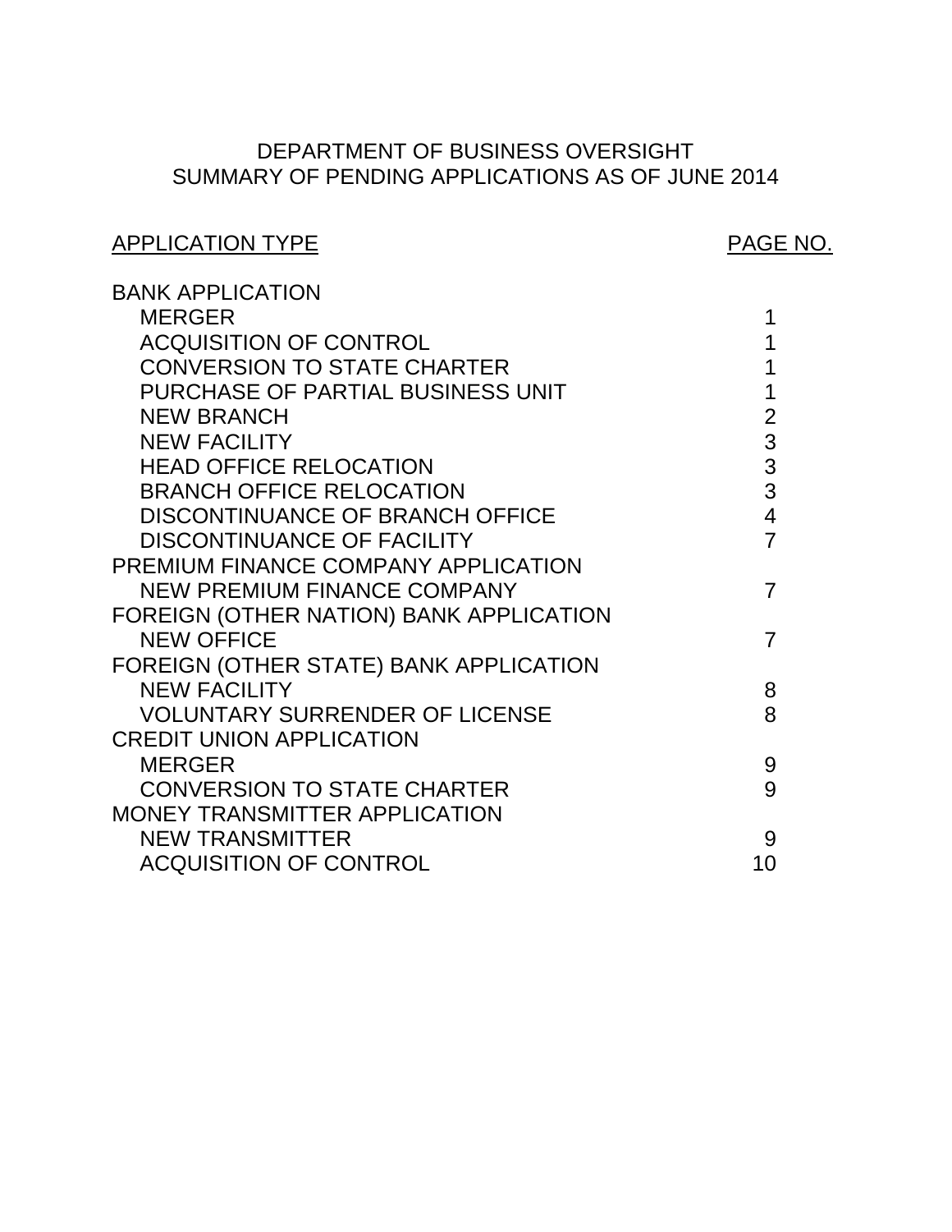# DEPARTMENT OF BUSINESS OVERSIGHT
## SUMMARY OF PENDING APPLICATIONS AS OF JUNE 2014

| APPLICATION TYPE | PAGE NO. |
|---|---|
| BANK APPLICATION | |
| MERGER | 1 |
| ACQUISITION OF CONTROL | 1 |
| CONVERSION TO STATE CHARTER | 1 |
| PURCHASE OF PARTIAL BUSINESS UNIT | 1 |
| NEW BRANCH | 2 |
| NEW FACILITY | 3 |
| HEAD OFFICE RELOCATION | 3 |
| BRANCH OFFICE RELOCATION | 3 |
| DISCONTINUANCE OF BRANCH OFFICE | 4 |
| DISCONTINUANCE OF FACILITY | 7 |
| PREMIUM FINANCE COMPANY APPLICATION | |
| NEW PREMIUM FINANCE COMPANY | 7 |
| FOREIGN (OTHER NATION) BANK APPLICATION | |
| NEW OFFICE | 7 |
| FOREIGN (OTHER STATE) BANK APPLICATION | |
| NEW FACILITY | 8 |
| VOLUNTARY SURRENDER OF LICENSE | 8 |
| CREDIT UNION APPLICATION | |
| MERGER | 9 |
| CONVERSION TO STATE CHARTER | 9 |
| MONEY TRANSMITTER APPLICATION | |
| NEW TRANSMITTER | 9 |
| ACQUISITION OF CONTROL | 10 |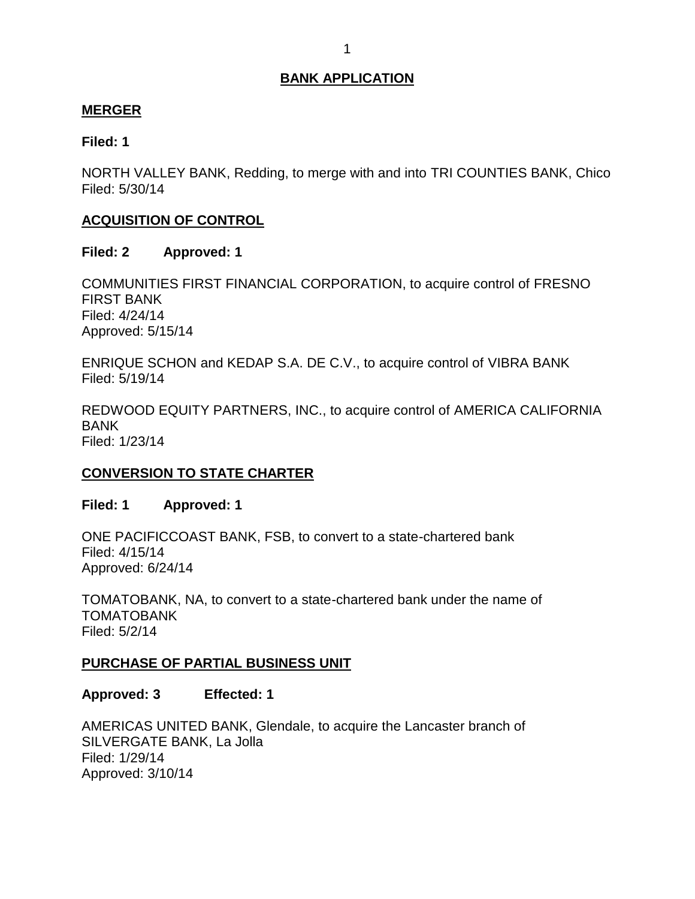## BANK APPLICATION

### MERGER

**Filed: 1**

NORTH VALLEY BANK, Redding, to merge with and into TRI COUNTIES BANK, Chico
Filed: 5/30/14

### ACQUISITION OF CONTROL

**Filed: 2 Approved: 1**

COMMUNITIES FIRST FINANCIAL CORPORATION, to acquire control of FRESNO FIRST BANK
Filed: 4/24/14
Approved: 5/15/14

ENRIQUE SCHON and KEDAP S.A. DE C.V., to acquire control of VIBRA BANK
Filed: 5/19/14

REDWOOD EQUITY PARTNERS, INC., to acquire control of AMERICA CALIFORNIA BANK
Filed: 1/23/14

### CONVERSION TO STATE CHARTER

**Filed: 1 Approved: 1**

ONE PACIFICCOAST BANK, FSB, to convert to a state-chartered bank
Filed: 4/15/14
Approved: 6/24/14

TOMATOBANK, NA, to convert to a state-chartered bank under the name of TOMATOBANK
Filed: 5/2/14

### PURCHASE OF PARTIAL BUSINESS UNIT

**Approved: 3 Effected: 1**

AMERICAS UNITED BANK, Glendale, to acquire the Lancaster branch of SILVERGATE BANK, La Jolla
Filed: 1/29/14
Approved: 3/10/14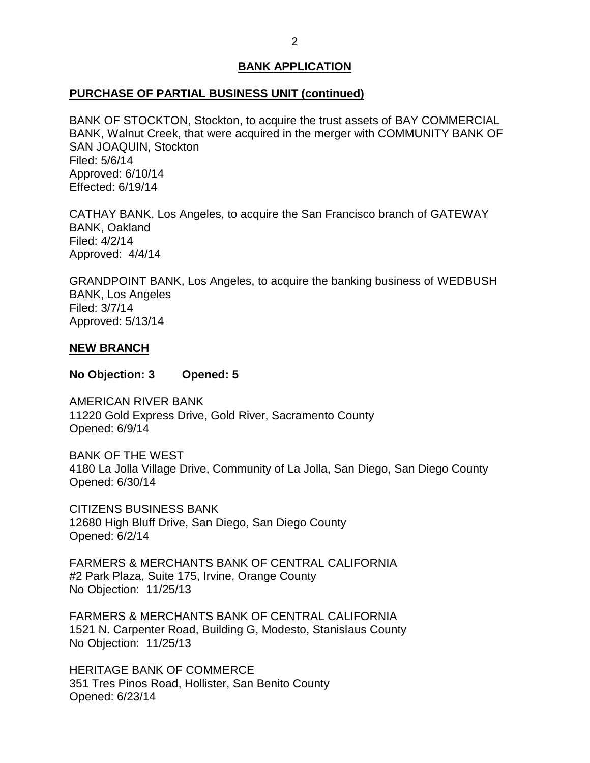## BANK APPLICATION

### PURCHASE OF PARTIAL BUSINESS UNIT (continued)

BANK OF STOCKTON, Stockton, to acquire the trust assets of BAY COMMERCIAL BANK, Walnut Creek, that were acquired in the merger with COMMUNITY BANK OF SAN JOAQUIN, Stockton
Filed: 5/6/14
Approved: 6/10/14
Effected: 6/19/14

CATHAY BANK, Los Angeles, to acquire the San Francisco branch of GATEWAY BANK, Oakland
Filed: 4/2/14
Approved: 4/4/14

GRANDPOINT BANK, Los Angeles, to acquire the banking business of WEDBUSH BANK, Los Angeles
Filed: 3/7/14
Approved: 5/13/14

### NEW BRANCH

**No Objection: 3 Opened: 5**

AMERICAN RIVER BANK
11220 Gold Express Drive, Gold River, Sacramento County
Opened: 6/9/14

BANK OF THE WEST
4180 La Jolla Village Drive, Community of La Jolla, San Diego, San Diego County
Opened: 6/30/14

CITIZENS BUSINESS BANK
12680 High Bluff Drive, San Diego, San Diego County
Opened: 6/2/14

FARMERS & MERCHANTS BANK OF CENTRAL CALIFORNIA
#2 Park Plaza, Suite 175, Irvine, Orange County
No Objection: 11/25/13

FARMERS & MERCHANTS BANK OF CENTRAL CALIFORNIA
1521 N. Carpenter Road, Building G, Modesto, Stanislaus County
No Objection: 11/25/13

HERITAGE BANK OF COMMERCE
351 Tres Pinos Road, Hollister, San Benito County
Opened: 6/23/14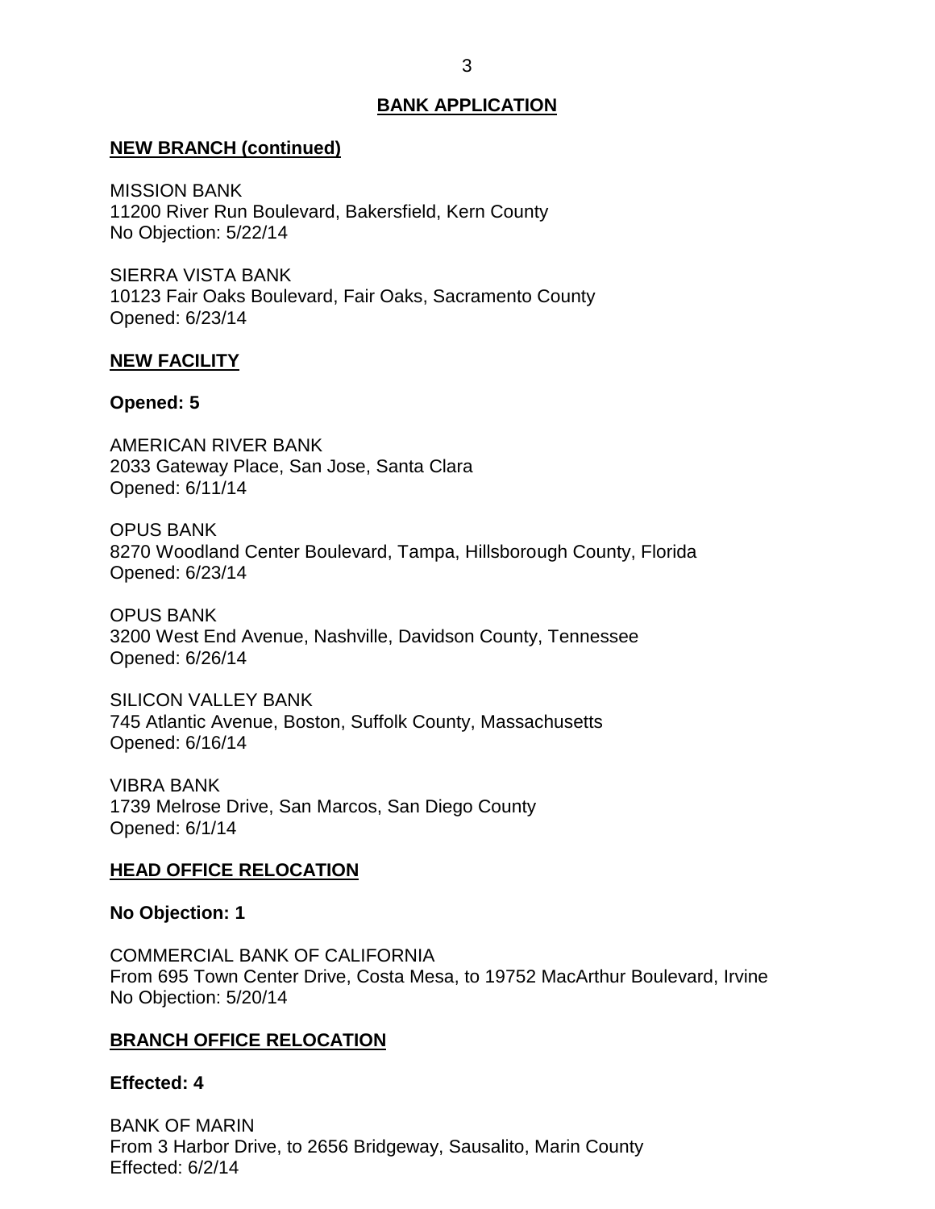## BANK APPLICATION

### NEW BRANCH (continued)

MISSION BANK
11200 River Run Boulevard, Bakersfield, Kern County
No Objection: 5/22/14

SIERRA VISTA BANK
10123 Fair Oaks Boulevard, Fair Oaks, Sacramento County
Opened: 6/23/14

### NEW FACILITY

**Opened: 5**

AMERICAN RIVER BANK
2033 Gateway Place, San Jose, Santa Clara
Opened: 6/11/14

OPUS BANK
8270 Woodland Center Boulevard, Tampa, Hillsborough County, Florida
Opened: 6/23/14

OPUS BANK
3200 West End Avenue, Nashville, Davidson County, Tennessee
Opened: 6/26/14

SILICON VALLEY BANK
745 Atlantic Avenue, Boston, Suffolk County, Massachusetts
Opened: 6/16/14

VIBRA BANK
1739 Melrose Drive, San Marcos, San Diego County
Opened: 6/1/14

### HEAD OFFICE RELOCATION

**No Objection: 1**

COMMERCIAL BANK OF CALIFORNIA
From 695 Town Center Drive, Costa Mesa, to 19752 MacArthur Boulevard, Irvine
No Objection: 5/20/14

### BRANCH OFFICE RELOCATION

**Effected: 4**

BANK OF MARIN
From 3 Harbor Drive, to 2656 Bridgeway, Sausalito, Marin County
Effected: 6/2/14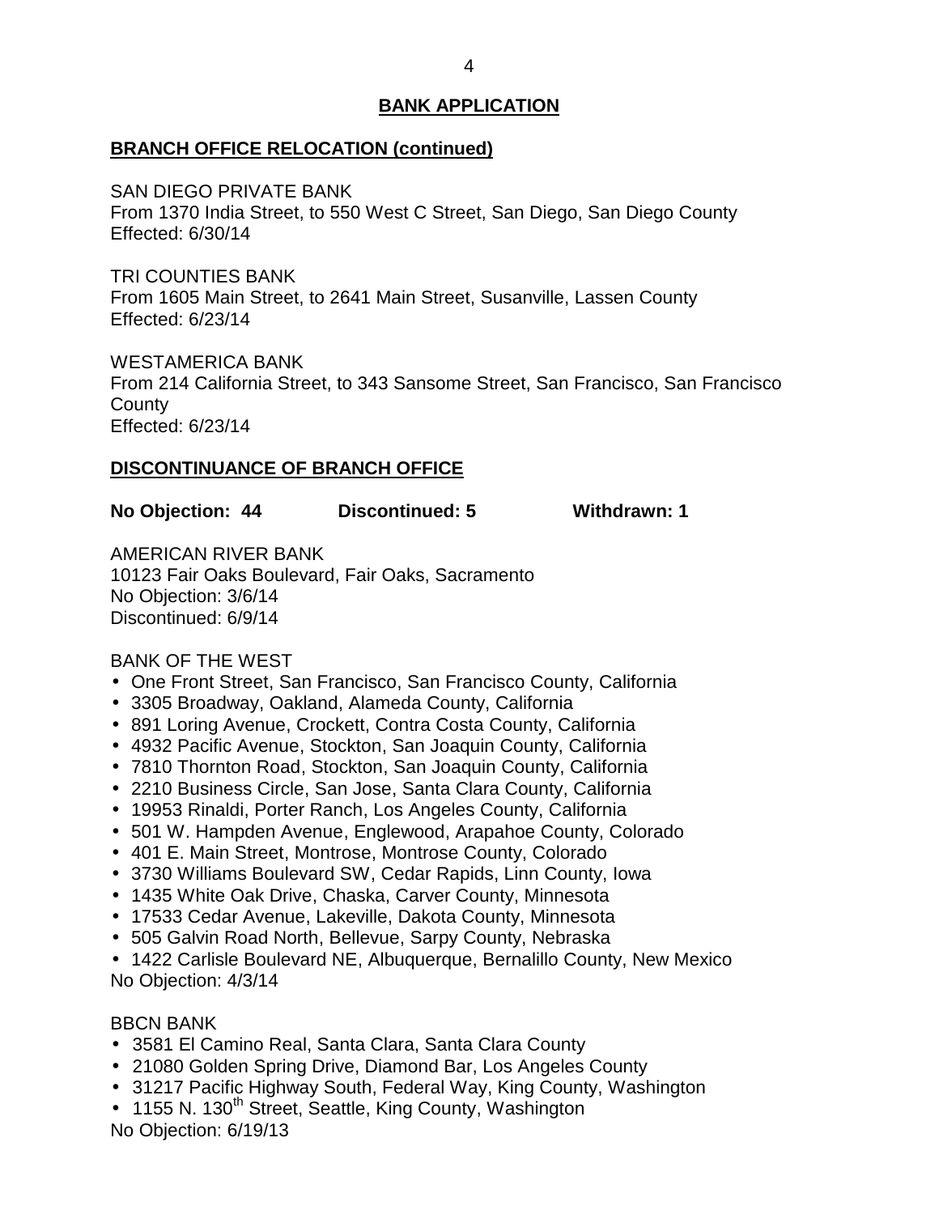## BANK APPLICATION

### BRANCH OFFICE RELOCATION (continued)

SAN DIEGO PRIVATE BANK
From 1370 India Street, to 550 West C Street, San Diego, San Diego County
Effected: 6/30/14

TRI COUNTIES BANK
From 1605 Main Street, to 2641 Main Street, Susanville, Lassen County
Effected: 6/23/14

WESTAMERICA BANK
From 214 California Street, to 343 Sansome Street, San Francisco, San Francisco County
Effected: 6/23/14

### DISCONTINUANCE OF BRANCH OFFICE

**No Objection: 44 Discontinued: 5 Withdrawn: 1**

AMERICAN RIVER BANK
10123 Fair Oaks Boulevard, Fair Oaks, Sacramento
No Objection: 3/6/14
Discontinued: 6/9/14

BANK OF THE WEST
- One Front Street, San Francisco, San Francisco County, California
- 3305 Broadway, Oakland, Alameda County, California
- 891 Loring Avenue, Crockett, Contra Costa County, California
- 4932 Pacific Avenue, Stockton, San Joaquin County, California
- 7810 Thornton Road, Stockton, San Joaquin County, California
- 2210 Business Circle, San Jose, Santa Clara County, California
- 19953 Rinaldi, Porter Ranch, Los Angeles County, California
- 501 W. Hampden Avenue, Englewood, Arapahoe County, Colorado
- 401 E. Main Street, Montrose, Montrose County, Colorado
- 3730 Williams Boulevard SW, Cedar Rapids, Linn County, Iowa
- 1435 White Oak Drive, Chaska, Carver County, Minnesota
- 17533 Cedar Avenue, Lakeville, Dakota County, Minnesota
- 505 Galvin Road North, Bellevue, Sarpy County, Nebraska
- 1422 Carlisle Boulevard NE, Albuquerque, Bernalillo County, New Mexico

No Objection: 4/3/14

BBCN BANK
- 3581 El Camino Real, Santa Clara, Santa Clara County
- 21080 Golden Spring Drive, Diamond Bar, Los Angeles County
- 31217 Pacific Highway South, Federal Way, King County, Washington
- 1155 N. 130th Street, Seattle, King County, Washington

No Objection: 6/19/13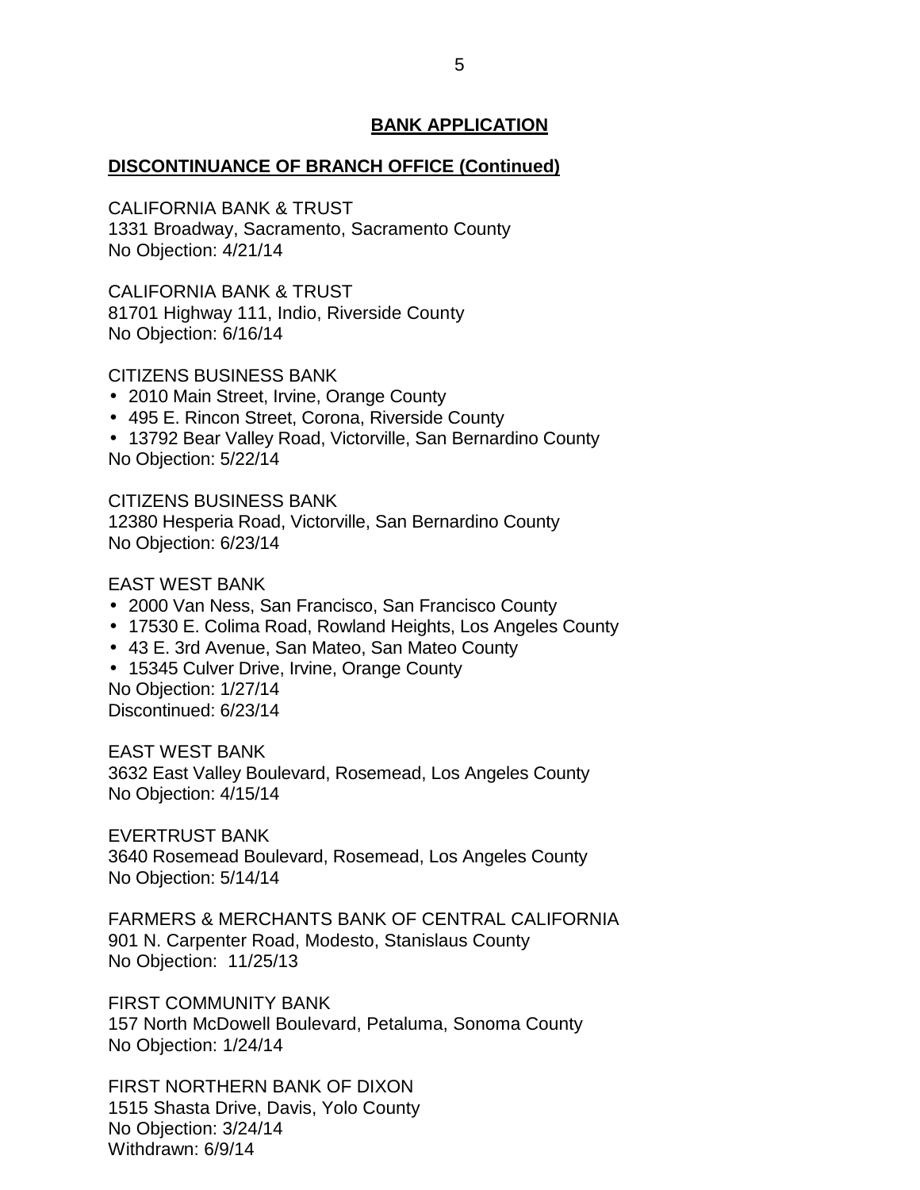## BANK APPLICATION

### DISCONTINUANCE OF BRANCH OFFICE (Continued)

CALIFORNIA BANK & TRUST
1331 Broadway, Sacramento, Sacramento County
No Objection: 4/21/14

CALIFORNIA BANK & TRUST
81701 Highway 111, Indio, Riverside County
No Objection: 6/16/14

CITIZENS BUSINESS BANK
- 2010 Main Street, Irvine, Orange County
- 495 E. Rincon Street, Corona, Riverside County
- 13792 Bear Valley Road, Victorville, San Bernardino County

No Objection: 5/22/14

CITIZENS BUSINESS BANK
12380 Hesperia Road, Victorville, San Bernardino County
No Objection: 6/23/14

EAST WEST BANK
- 2000 Van Ness, San Francisco, San Francisco County
- 17530 E. Colima Road, Rowland Heights, Los Angeles County
- 43 E. 3rd Avenue, San Mateo, San Mateo County
- 15345 Culver Drive, Irvine, Orange County

No Objection: 1/27/14
Discontinued: 6/23/14

EAST WEST BANK
3632 East Valley Boulevard, Rosemead, Los Angeles County
No Objection: 4/15/14

EVERTRUST BANK
3640 Rosemead Boulevard, Rosemead, Los Angeles County
No Objection: 5/14/14

FARMERS & MERCHANTS BANK OF CENTRAL CALIFORNIA
901 N. Carpenter Road, Modesto, Stanislaus County
No Objection: 11/25/13

FIRST COMMUNITY BANK
157 North McDowell Boulevard, Petaluma, Sonoma County
No Objection: 1/24/14

FIRST NORTHERN BANK OF DIXON
1515 Shasta Drive, Davis, Yolo County
No Objection: 3/24/14
Withdrawn: 6/9/14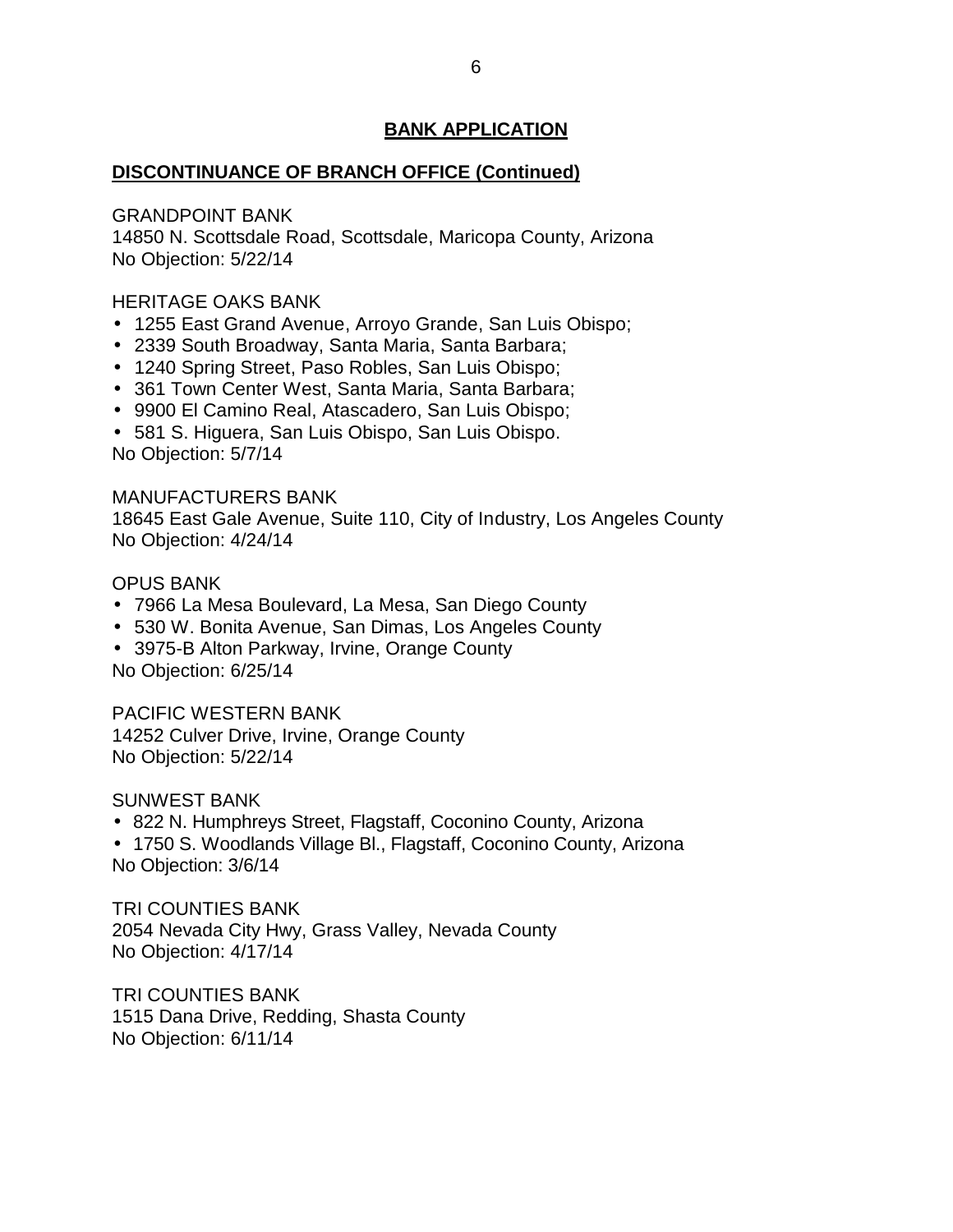## BANK APPLICATION

### DISCONTINUANCE OF BRANCH OFFICE (Continued)

GRANDPOINT BANK
14850 N. Scottsdale Road, Scottsdale, Maricopa County, Arizona
No Objection: 5/22/14

HERITAGE OAKS BANK
- 1255 East Grand Avenue, Arroyo Grande, San Luis Obispo;
- 2339 South Broadway, Santa Maria, Santa Barbara;
- 1240 Spring Street, Paso Robles, San Luis Obispo;
- 361 Town Center West, Santa Maria, Santa Barbara;
- 9900 El Camino Real, Atascadero, San Luis Obispo;
- 581 S. Higuera, San Luis Obispo, San Luis Obispo.

No Objection: 5/7/14

MANUFACTURERS BANK
18645 East Gale Avenue, Suite 110, City of Industry, Los Angeles County
No Objection: 4/24/14

OPUS BANK
- 7966 La Mesa Boulevard, La Mesa, San Diego County
- 530 W. Bonita Avenue, San Dimas, Los Angeles County
- 3975-B Alton Parkway, Irvine, Orange County

No Objection: 6/25/14

PACIFIC WESTERN BANK
14252 Culver Drive, Irvine, Orange County
No Objection: 5/22/14

SUNWEST BANK
- 822 N. Humphreys Street, Flagstaff, Coconino County, Arizona
- 1750 S. Woodlands Village Bl., Flagstaff, Coconino County, Arizona

No Objection: 3/6/14

TRI COUNTIES BANK
2054 Nevada City Hwy, Grass Valley, Nevada County
No Objection: 4/17/14

TRI COUNTIES BANK
1515 Dana Drive, Redding, Shasta County
No Objection: 6/11/14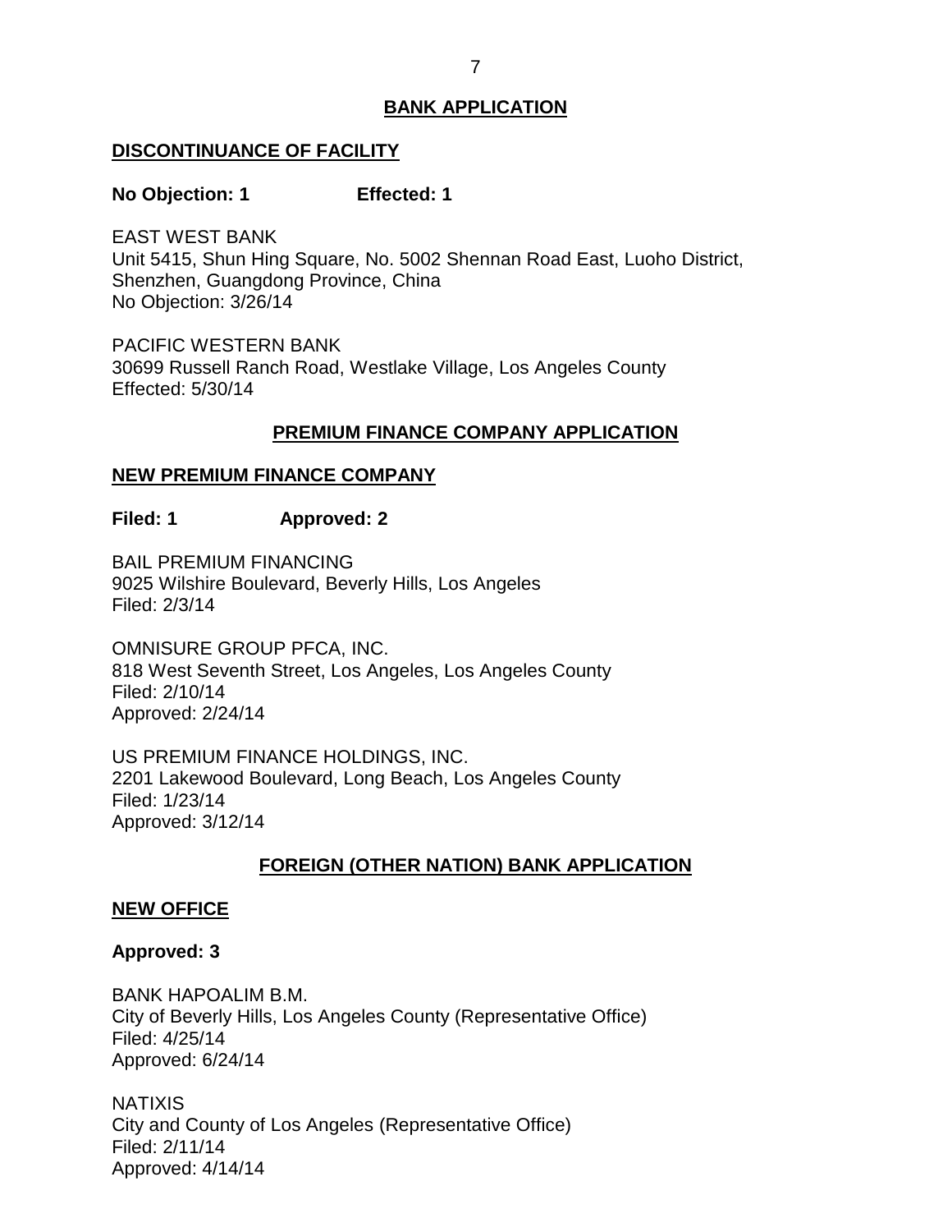## BANK APPLICATION

### DISCONTINUANCE OF FACILITY

**No Objection: 1 Effected: 1**

EAST WEST BANK
Unit 5415, Shun Hing Square, No. 5002 Shennan Road East, Luoho District, Shenzhen, Guangdong Province, China
No Objection: 3/26/14

PACIFIC WESTERN BANK
30699 Russell Ranch Road, Westlake Village, Los Angeles County
Effected: 5/30/14

## PREMIUM FINANCE COMPANY APPLICATION

### NEW PREMIUM FINANCE COMPANY

**Filed: 1 Approved: 2**

BAIL PREMIUM FINANCING
9025 Wilshire Boulevard, Beverly Hills, Los Angeles
Filed: 2/3/14

OMNISURE GROUP PFCA, INC.
818 West Seventh Street, Los Angeles, Los Angeles County
Filed: 2/10/14
Approved: 2/24/14

US PREMIUM FINANCE HOLDINGS, INC.
2201 Lakewood Boulevard, Long Beach, Los Angeles County
Filed: 1/23/14
Approved: 3/12/14

## FOREIGN (OTHER NATION) BANK APPLICATION

### NEW OFFICE

**Approved: 3**

BANK HAPOALIM B.M.
City of Beverly Hills, Los Angeles County (Representative Office)
Filed: 4/25/14
Approved: 6/24/14

NATIXIS
City and County of Los Angeles (Representative Office)
Filed: 2/11/14
Approved: 4/14/14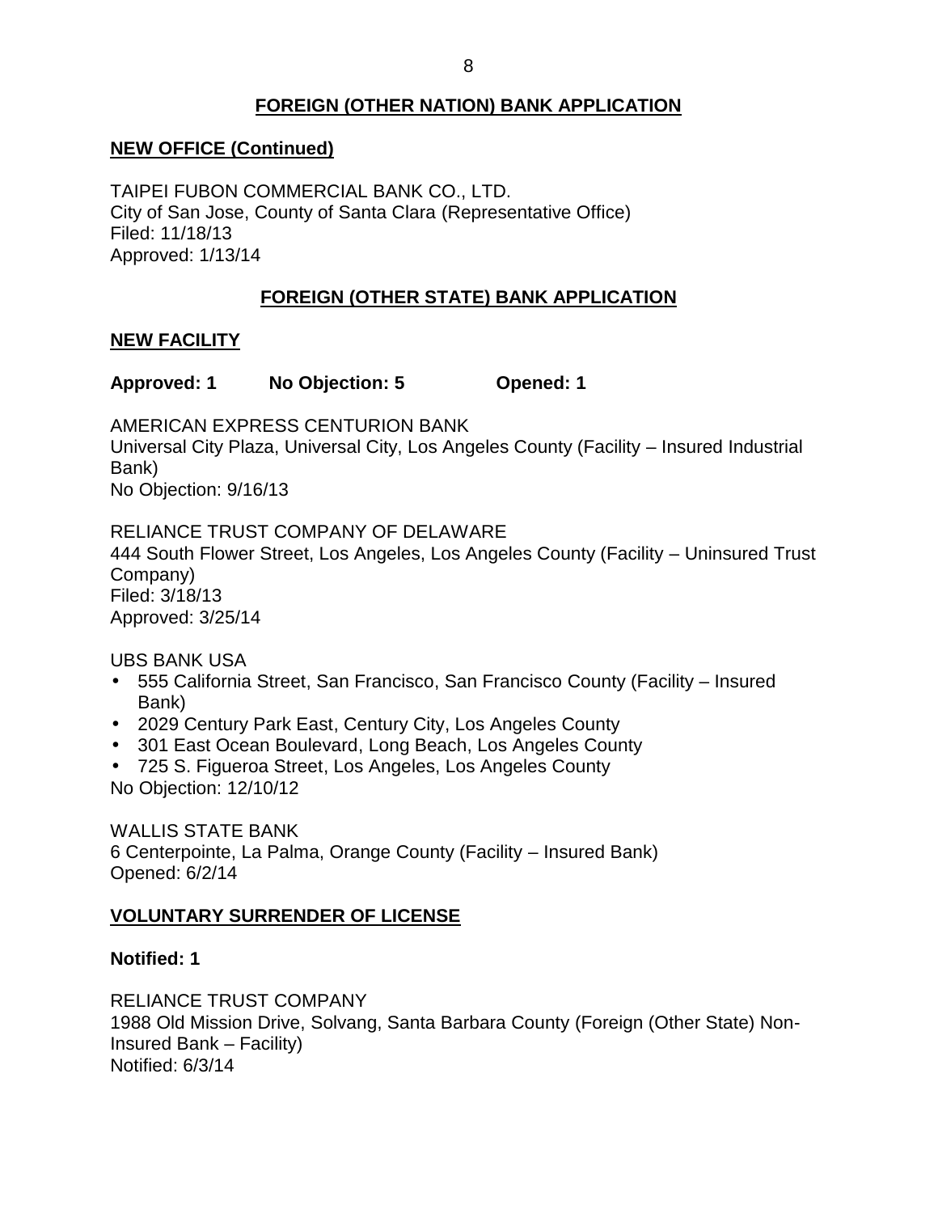## FOREIGN (OTHER NATION) BANK APPLICATION

### NEW OFFICE (Continued)

TAIPEI FUBON COMMERCIAL BANK CO., LTD.
City of San Jose, County of Santa Clara (Representative Office)
Filed: 11/18/13
Approved: 1/13/14

## FOREIGN (OTHER STATE) BANK APPLICATION

### NEW FACILITY

**Approved: 1 No Objection: 5 Opened: 1**

AMERICAN EXPRESS CENTURION BANK
Universal City Plaza, Universal City, Los Angeles County (Facility – Insured Industrial Bank)
No Objection: 9/16/13

RELIANCE TRUST COMPANY OF DELAWARE
444 South Flower Street, Los Angeles, Los Angeles County (Facility – Uninsured Trust Company)
Filed: 3/18/13
Approved: 3/25/14

UBS BANK USA

- 555 California Street, San Francisco, San Francisco County (Facility – Insured Bank)
- 2029 Century Park East, Century City, Los Angeles County
- 301 East Ocean Boulevard, Long Beach, Los Angeles County
- 725 S. Figueroa Street, Los Angeles, Los Angeles County

No Objection: 12/10/12

WALLIS STATE BANK
6 Centerpointe, La Palma, Orange County (Facility – Insured Bank)
Opened: 6/2/14

### VOLUNTARY SURRENDER OF LICENSE

**Notified: 1**

RELIANCE TRUST COMPANY
1988 Old Mission Drive, Solvang, Santa Barbara County (Foreign (Other State) Non-Insured Bank – Facility)
Notified: 6/3/14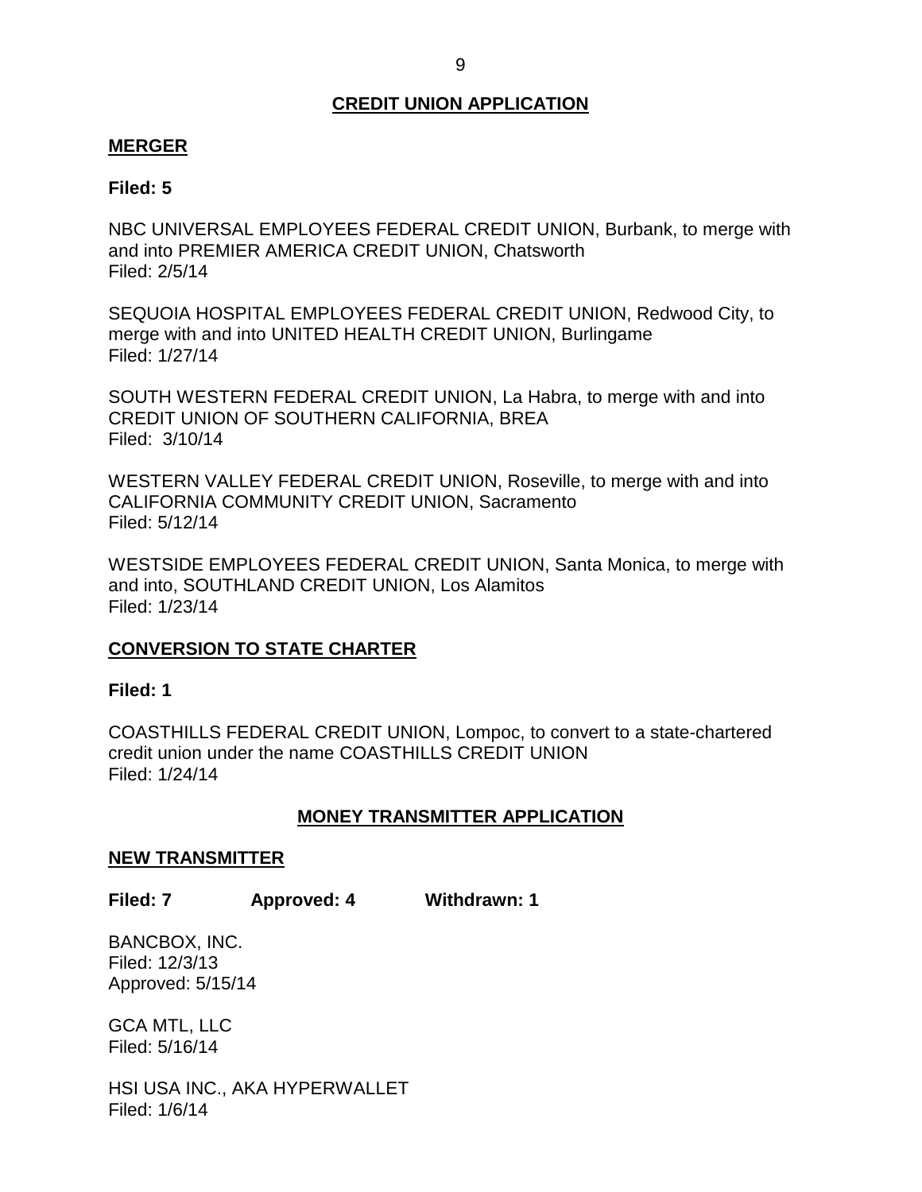## CREDIT UNION APPLICATION

### MERGER

**Filed: 5**

NBC UNIVERSAL EMPLOYEES FEDERAL CREDIT UNION, Burbank, to merge with and into PREMIER AMERICA CREDIT UNION, Chatsworth
Filed: 2/5/14

SEQUOIA HOSPITAL EMPLOYEES FEDERAL CREDIT UNION, Redwood City, to merge with and into UNITED HEALTH CREDIT UNION, Burlingame
Filed: 1/27/14

SOUTH WESTERN FEDERAL CREDIT UNION, La Habra, to merge with and into CREDIT UNION OF SOUTHERN CALIFORNIA, BREA
Filed: 3/10/14

WESTERN VALLEY FEDERAL CREDIT UNION, Roseville, to merge with and into CALIFORNIA COMMUNITY CREDIT UNION, Sacramento
Filed: 5/12/14

WESTSIDE EMPLOYEES FEDERAL CREDIT UNION, Santa Monica, to merge with and into, SOUTHLAND CREDIT UNION, Los Alamitos
Filed: 1/23/14

### CONVERSION TO STATE CHARTER

**Filed: 1**

COASTHILLS FEDERAL CREDIT UNION, Lompoc, to convert to a state-chartered credit union under the name COASTHILLS CREDIT UNION
Filed: 1/24/14

## MONEY TRANSMITTER APPLICATION

### NEW TRANSMITTER

**Filed: 7 Approved: 4 Withdrawn: 1**

BANCBOX, INC.
Filed: 12/3/13
Approved: 5/15/14

GCA MTL, LLC
Filed: 5/16/14

HSI USA INC., AKA HYPERWALLET
Filed: 1/6/14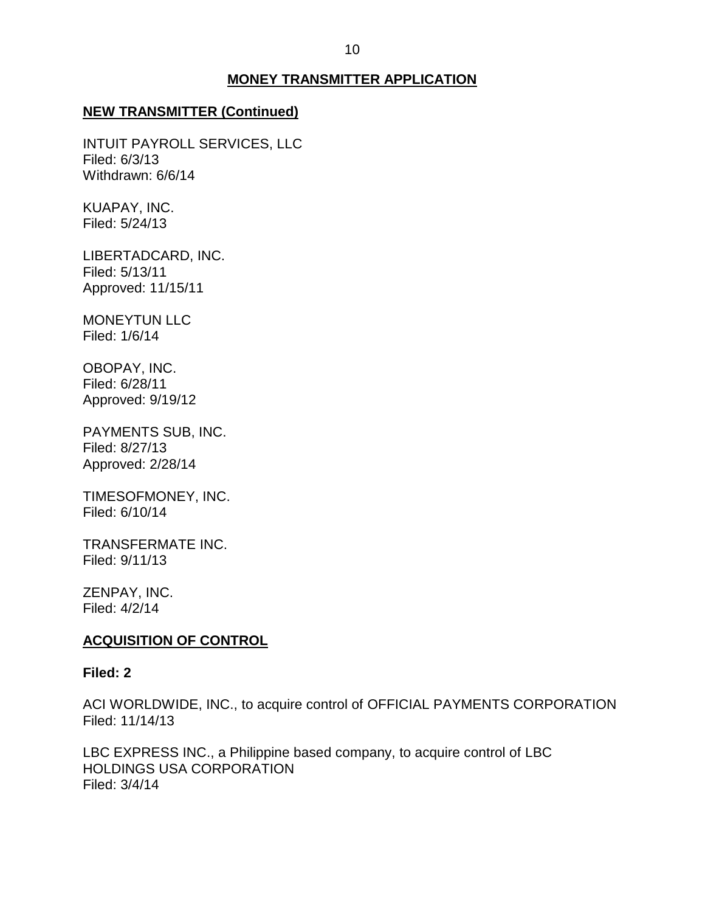## MONEY TRANSMITTER APPLICATION

### NEW TRANSMITTER (Continued)

INTUIT PAYROLL SERVICES, LLC
Filed: 6/3/13
Withdrawn: 6/6/14

KUAPAY, INC.
Filed: 5/24/13

LIBERTADCARD, INC.
Filed: 5/13/11
Approved: 11/15/11

MONEYTUN LLC
Filed: 1/6/14

OBOPAY, INC.
Filed: 6/28/11
Approved: 9/19/12

PAYMENTS SUB, INC.
Filed: 8/27/13
Approved: 2/28/14

TIMESOFMONEY, INC.
Filed: 6/10/14

TRANSFERMATE INC.
Filed: 9/11/13

ZENPAY, INC.
Filed: 4/2/14

### ACQUISITION OF CONTROL

**Filed: 2**

ACI WORLDWIDE, INC., to acquire control of OFFICIAL PAYMENTS CORPORATION
Filed: 11/14/13

LBC EXPRESS INC., a Philippine based company, to acquire control of LBC HOLDINGS USA CORPORATION
Filed: 3/4/14